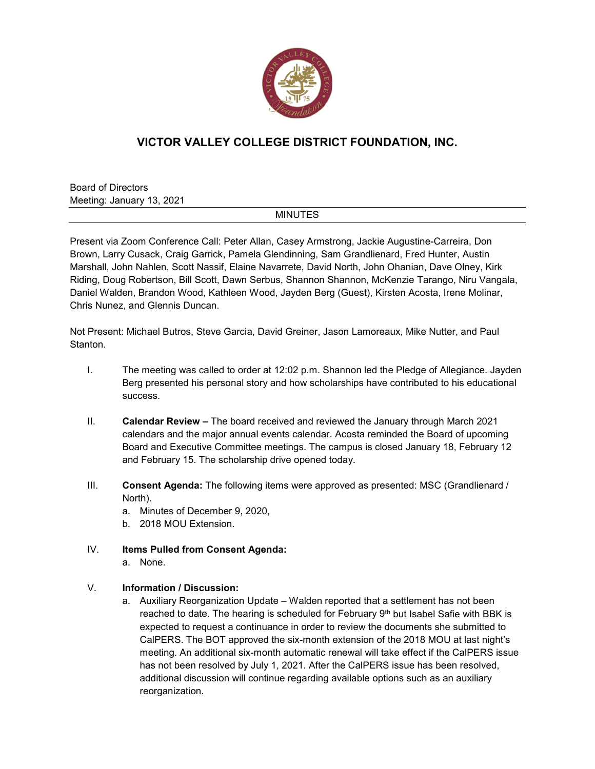# VICTOR VALLEY COLLEGE DISTRICT FOUNDATION, INC.

Board of Directors
Meeting: January 13, 2021

MINUTES

Present via Zoom Conference Call: Peter Allan, Casey Armstrong, Jackie Augustine-Carreira, Don Brown, Larry Cusack, Craig Garrick, Pamela Glendinning, Sam Grandlienard, Fred Hunter, Austin Marshall, John Nahlen, Scott Nassif, Elaine Navarrete, David North, John Ohanian, Dave Olney, Kirk Riding, Doug Robertson, Bill Scott, Dawn Serbus, Shannon Shannon, McKenzie Tarango, Niru Vangala, Daniel Walden, Brandon Wood, Kathleen Wood, Jayden Berg (Guest), Kirsten Acosta, Irene Molinar, Chris Nunez, and Glennis Duncan.

Not Present: Michael Butros, Steve Garcia, David Greiner, Jason Lamoreaux, Mike Nutter, and Paul Stanton.

I. The meeting was called to order at 12:02 p.m. Shannon led the Pledge of Allegiance. Jayden Berg presented his personal story and how scholarships have contributed to his educational success.

II. **Calendar Review –** The board received and reviewed the January through March 2021 calendars and the major annual events calendar. Acosta reminded the Board of upcoming Board and Executive Committee meetings. The campus is closed January 18, February 12 and February 15. The scholarship drive opened today.

III. **Consent Agenda:** The following items were approved as presented: MSC (Grandlienard / North).
   a. Minutes of December 9, 2020,
   b. 2018 MOU Extension.

IV. **Items Pulled from Consent Agenda:**
   a. None.

V. **Information / Discussion:**
   a. Auxiliary Reorganization Update – Walden reported that a settlement has not been reached to date. The hearing is scheduled for February 9th but Isabel Safie with BBK is expected to request a continuance in order to review the documents she submitted to CalPERS. The BOT approved the six-month extension of the 2018 MOU at last night's meeting. An additional six-month automatic renewal will take effect if the CalPERS issue has not been resolved by July 1, 2021. After the CalPERS issue has been resolved, additional discussion will continue regarding available options such as an auxiliary reorganization.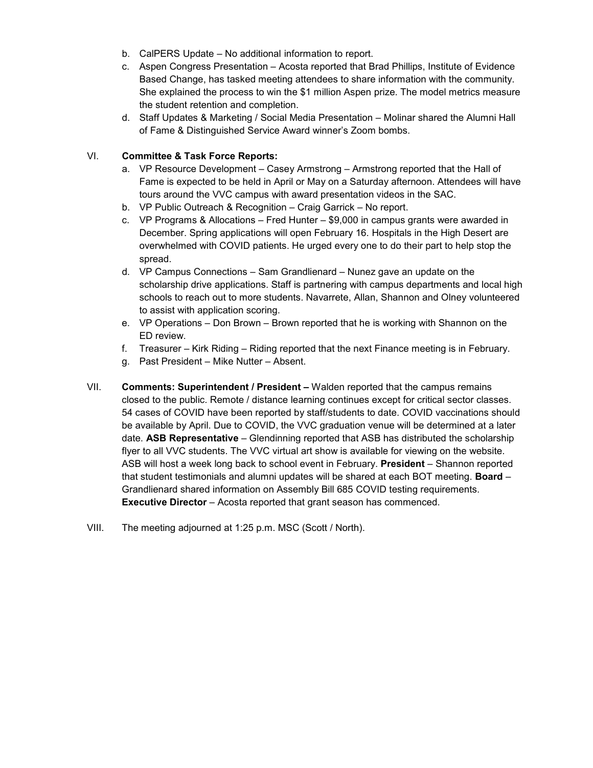b. CalPERS Update – No additional information to report.
c. Aspen Congress Presentation – Acosta reported that Brad Phillips, Institute of Evidence Based Change, has tasked meeting attendees to share information with the community. She explained the process to win the $1 million Aspen prize. The model metrics measure the student retention and completion.
d. Staff Updates & Marketing / Social Media Presentation – Molinar shared the Alumni Hall of Fame & Distinguished Service Award winner's Zoom bombs.

VI. **Committee & Task Force Reports:**

a. VP Resource Development – Casey Armstrong – Armstrong reported that the Hall of Fame is expected to be held in April or May on a Saturday afternoon. Attendees will have tours around the VVC campus with award presentation videos in the SAC.
b. VP Public Outreach & Recognition – Craig Garrick – No report.
c. VP Programs & Allocations – Fred Hunter – $9,000 in campus grants were awarded in December. Spring applications will open February 16. Hospitals in the High Desert are overwhelmed with COVID patients. He urged every one to do their part to help stop the spread.
d. VP Campus Connections – Sam Grandlienard – Nunez gave an update on the scholarship drive applications. Staff is partnering with campus departments and local high schools to reach out to more students. Navarrete, Allan, Shannon and Olney volunteered to assist with application scoring.
e. VP Operations – Don Brown – Brown reported that he is working with Shannon on the ED review.
f. Treasurer – Kirk Riding – Riding reported that the next Finance meeting is in February.
g. Past President – Mike Nutter – Absent.

VII. **Comments: Superintendent / President –** Walden reported that the campus remains closed to the public. Remote / distance learning continues except for critical sector classes. 54 cases of COVID have been reported by staff/students to date. COVID vaccinations should be available by April. Due to COVID, the VVC graduation venue will be determined at a later date. **ASB Representative** – Glendinning reported that ASB has distributed the scholarship flyer to all VVC students. The VVC virtual art show is available for viewing on the website. ASB will host a week long back to school event in February. **President** – Shannon reported that student testimonials and alumni updates will be shared at each BOT meeting. **Board** – Grandlienard shared information on Assembly Bill 685 COVID testing requirements. **Executive Director** – Acosta reported that grant season has commenced.

VIII. The meeting adjourned at 1:25 p.m. MSC (Scott / North).